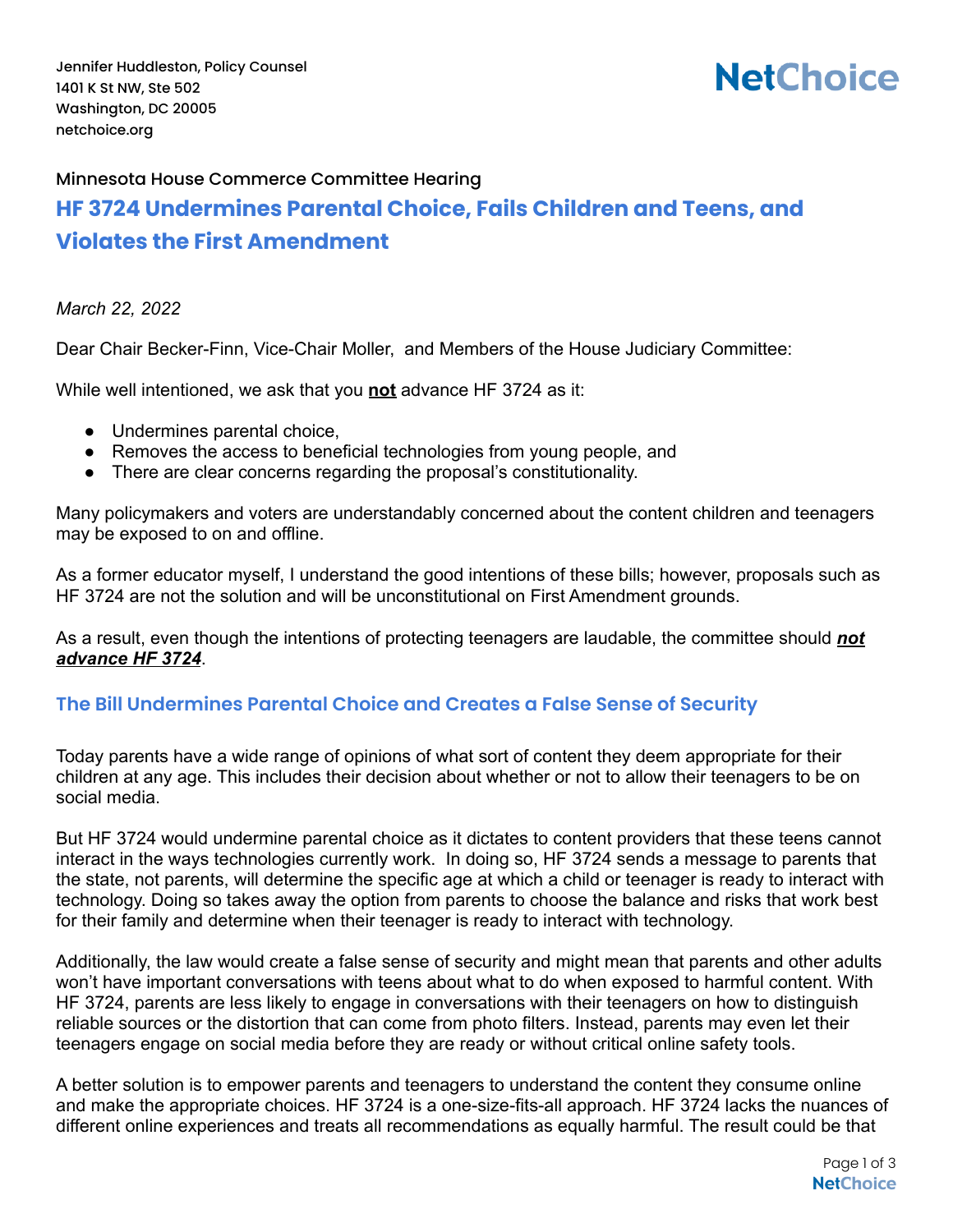Jennifer Huddleston, Policy Counsel
1401 K St NW, Ste 502
Washington, DC 20005
netchoice.org

**NetChoice**

Minnesota House Commerce Committee Hearing

# HF 3724 Undermines Parental Choice, Fails Children and Teens, and Violates the First Amendment

*March 22, 2022*

Dear Chair Becker-Finn, Vice-Chair Moller, and Members of the House Judiciary Committee:

While well intentioned, we ask that you **not** advance HF 3724 as it:

- Undermines parental choice,
- Removes the access to beneficial technologies from young people, and
- There are clear concerns regarding the proposal's constitutionality.

Many policymakers and voters are understandably concerned about the content children and teenagers may be exposed to on and offline.

As a former educator myself, I understand the good intentions of these bills; however, proposals such as HF 3724 are not the solution and will be unconstitutional on First Amendment grounds.

As a result, even though the intentions of protecting teenagers are laudable, the committee should ***not advance HF 3724***.

## The Bill Undermines Parental Choice and Creates a False Sense of Security

Today parents have a wide range of opinions of what sort of content they deem appropriate for their children at any age. This includes their decision about whether or not to allow their teenagers to be on social media.

But HF 3724 would undermine parental choice as it dictates to content providers that these teens cannot interact in the ways technologies currently work. In doing so, HF 3724 sends a message to parents that the state, not parents, will determine the specific age at which a child or teenager is ready to interact with technology. Doing so takes away the option from parents to choose the balance and risks that work best for their family and determine when their teenager is ready to interact with technology.

Additionally, the law would create a false sense of security and might mean that parents and other adults won't have important conversations with teens about what to do when exposed to harmful content. With HF 3724, parents are less likely to engage in conversations with their teenagers on how to distinguish reliable sources or the distortion that can come from photo filters. Instead, parents may even let their teenagers engage on social media before they are ready or without critical online safety tools.

A better solution is to empower parents and teenagers to understand the content they consume online and make the appropriate choices. HF 3724 is a one-size-fits-all approach. HF 3724 lacks the nuances of different online experiences and treats all recommendations as equally harmful. The result could be that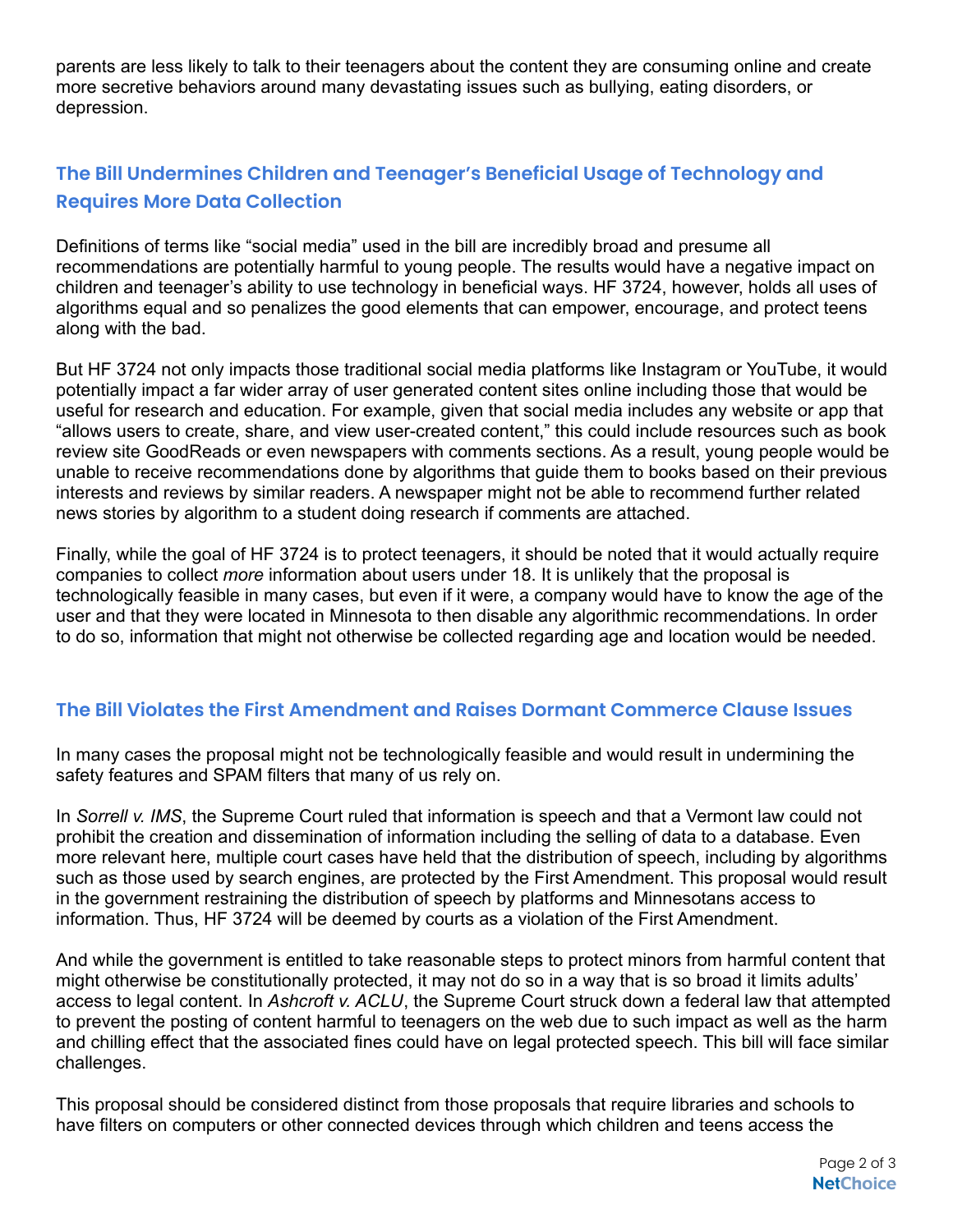parents are less likely to talk to their teenagers about the content they are consuming online and create more secretive behaviors around many devastating issues such as bullying, eating disorders, or depression.

## The Bill Undermines Children and Teenager's Beneficial Usage of Technology and Requires More Data Collection

Definitions of terms like "social media" used in the bill are incredibly broad and presume all recommendations are potentially harmful to young people. The results would have a negative impact on children and teenager's ability to use technology in beneficial ways. HF 3724, however, holds all uses of algorithms equal and so penalizes the good elements that can empower, encourage, and protect teens along with the bad.

But HF 3724 not only impacts those traditional social media platforms like Instagram or YouTube, it would potentially impact a far wider array of user generated content sites online including those that would be useful for research and education. For example, given that social media includes any website or app that "allows users to create, share, and view user-created content," this could include resources such as book review site GoodReads or even newspapers with comments sections. As a result, young people would be unable to receive recommendations done by algorithms that guide them to books based on their previous interests and reviews by similar readers. A newspaper might not be able to recommend further related news stories by algorithm to a student doing research if comments are attached.

Finally, while the goal of HF 3724 is to protect teenagers, it should be noted that it would actually require companies to collect *more* information about users under 18. It is unlikely that the proposal is technologically feasible in many cases, but even if it were, a company would have to know the age of the user and that they were located in Minnesota to then disable any algorithmic recommendations. In order to do so, information that might not otherwise be collected regarding age and location would be needed.

## The Bill Violates the First Amendment and Raises Dormant Commerce Clause Issues

In many cases the proposal might not be technologically feasible and would result in undermining the safety features and SPAM filters that many of us rely on.

In *Sorrell v. IMS*, the Supreme Court ruled that information is speech and that a Vermont law could not prohibit the creation and dissemination of information including the selling of data to a database. Even more relevant here, multiple court cases have held that the distribution of speech, including by algorithms such as those used by search engines, are protected by the First Amendment. This proposal would result in the government restraining the distribution of speech by platforms and Minnesotans access to information. Thus, HF 3724 will be deemed by courts as a violation of the First Amendment.

And while the government is entitled to take reasonable steps to protect minors from harmful content that might otherwise be constitutionally protected, it may not do so in a way that is so broad it limits adults' access to legal content. In *Ashcroft v. ACLU*, the Supreme Court struck down a federal law that attempted to prevent the posting of content harmful to teenagers on the web due to such impact as well as the harm and chilling effect that the associated fines could have on legal protected speech. This bill will face similar challenges.

This proposal should be considered distinct from those proposals that require libraries and schools to have filters on computers or other connected devices through which children and teens access the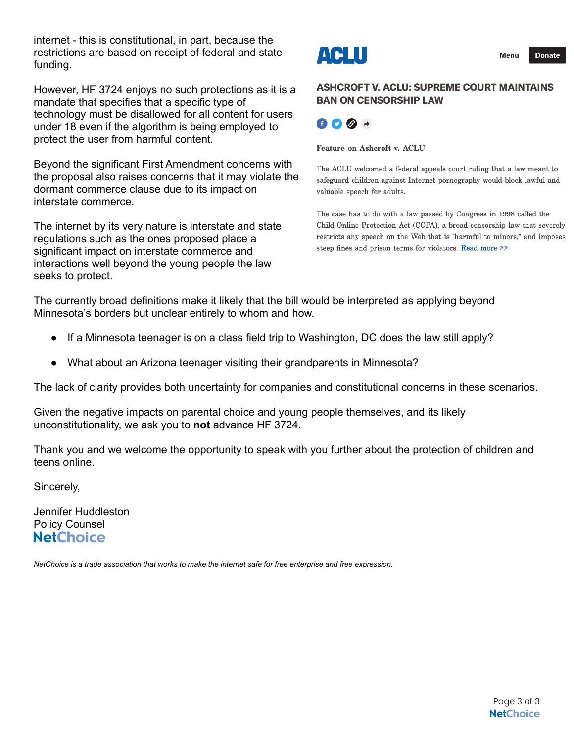internet - this is constitutional, in part, because the restrictions are based on receipt of federal and state funding.

However, HF 3724 enjoys no such protections as it is a mandate that specifies that a specific type of technology must be disallowed for all content for users under 18 even if the algorithm is being employed to protect the user from harmful content.

Beyond the significant First Amendment concerns with the proposal also raises concerns that it may violate the dormant commerce clause due to its impact on interstate commerce.

The internet by its very nature is interstate and state regulations such as the ones proposed place a significant impact on interstate commerce and interactions well beyond the young people the law seeks to protect.

ACLU

Menu Donate

**ASHCROFT V. ACLU: SUPREME COURT MAINTAINS BAN ON CENSORSHIP LAW**

**Feature on Ashcroft v. ACLU**

The ACLU welcomed a federal appeals court ruling that a law meant to safeguard children against Internet pornography would block lawful and valuable speech for adults.

The case has to do with a law passed by Congress in 1998 called the Child Online Protection Act (COPA), a broad censorship law that severely restricts any speech on the Web that is "harmful to minors," and imposes steep fines and prison terms for violators. Read more >>

The currently broad definitions make it likely that the bill would be interpreted as applying beyond Minnesota's borders but unclear entirely to whom and how.

- If a Minnesota teenager is on a class field trip to Washington, DC does the law still apply?
- What about an Arizona teenager visiting their grandparents in Minnesota?

The lack of clarity provides both uncertainty for companies and constitutional concerns in these scenarios.

Given the negative impacts on parental choice and young people themselves, and its likely unconstitutionality, we ask you to **not** advance HF 3724.

Thank you and we welcome the opportunity to speak with you further about the protection of children and teens online.

Sincerely,

Jennifer Huddleston
Policy Counsel
NetChoice

*NetChoice is a trade association that works to make the internet safe for free enterprise and free expression.*